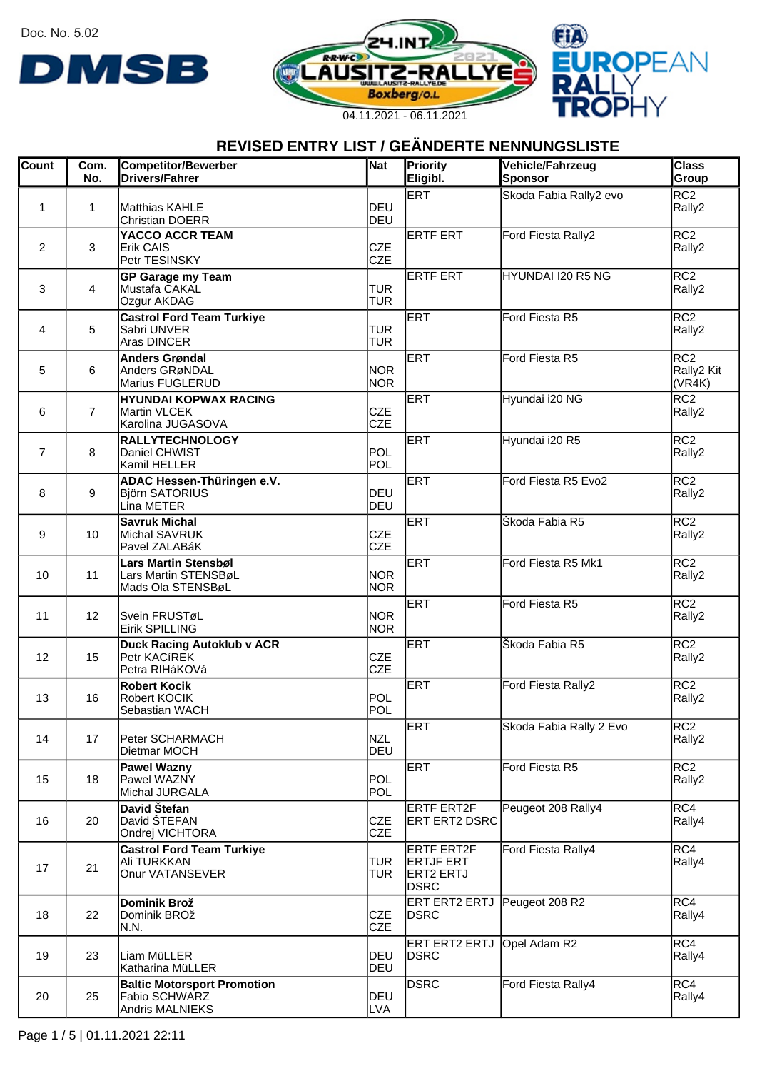Doc. No. 5.02

24. INT. LAUSITZ-RALLYE 2021 — Boxberg/O.L.

04.11.2021 - 06.11.2021

## REVISED ENTRY LIST / GEÄNDERTE NENNUNGSLISTE

| Count | Com. No. | Competitor/Bewerber Drivers/Fahrer | Nat | Priority Eligibl. | Vehicle/Fahrzeug Sponsor | Class Group |
|---|---|---|---|---|---|---|
| 1 | 1 | Matthias KAHLE<br>Christian DOERR | DEU<br>DEU | ERT | Skoda Fabia Rally2 evo | RC2<br>Rally2 |
| 2 | 3 | **YACCO ACCR TEAM**<br>Erik CAIS<br>Petr TESINSKY | CZE<br>CZE | ERTF ERT | Ford Fiesta Rally2 | RC2<br>Rally2 |
| 3 | 4 | **GP Garage my Team**<br>Mustafa CAKAL<br>Ozgur AKDAG | TUR<br>TUR | ERTF ERT | HYUNDAI I20 R5 NG | RC2<br>Rally2 |
| 4 | 5 | **Castrol Ford Team Turkiye**<br>Sabri UNVER<br>Aras DINCER | TUR<br>TUR | ERT | Ford Fiesta R5 | RC2<br>Rally2 |
| 5 | 6 | **Anders Grøndal**<br>Anders GRøNDAL<br>Marius FUGLERUD | NOR<br>NOR | ERT | Ford Fiesta R5 | RC2<br>Rally2 Kit (VR4K) |
| 6 | 7 | **HYUNDAI KOPWAX RACING**<br>Martin VLCEK<br>Karolina JUGASOVA | CZE<br>CZE | ERT | Hyundai i20 NG | RC2<br>Rally2 |
| 7 | 8 | **RALLYTECHNOLOGY**<br>Daniel CHWIST<br>Kamil HELLER | POL<br>POL | ERT | Hyundai i20 R5 | RC2<br>Rally2 |
| 8 | 9 | **ADAC Hessen-Thüringen e.V.**<br>Björn SATORIUS<br>Lina METER | DEU<br>DEU | ERT | Ford Fiesta R5 Evo2 | RC2<br>Rally2 |
| 9 | 10 | **Savruk Michal**<br>Michal SAVRUK<br>Pavel ZALABáK | CZE<br>CZE | ERT | Škoda Fabia R5 | RC2<br>Rally2 |
| 10 | 11 | **Lars Martin Stensbøl**<br>Lars Martin STENSBøL<br>Mads Ola STENSBøL | NOR<br>NOR | ERT | Ford Fiesta R5 Mk1 | RC2<br>Rally2 |
| 11 | 12 | Svein FRUSTøL<br>Eirik SPILLING | NOR<br>NOR | ERT | Ford Fiesta R5 | RC2<br>Rally2 |
| 12 | 15 | **Duck Racing Autoklub v ACR**<br>Petr KACíREK<br>Petra RIHáKOVá | CZE<br>CZE | ERT | Škoda Fabia R5 | RC2<br>Rally2 |
| 13 | 16 | **Robert Kocik**<br>Robert KOCIK<br>Sebastian WACH | POL<br>POL | ERT | Ford Fiesta Rally2 | RC2<br>Rally2 |
| 14 | 17 | Peter SCHARMACH<br>Dietmar MOCH | NZL<br>DEU | ERT | Skoda Fabia Rally 2 Evo | RC2<br>Rally2 |
| 15 | 18 | **Pawel Wazny**<br>Pawel WAZNY<br>Michal JURGALA | POL<br>POL | ERT | Ford Fiesta R5 | RC2<br>Rally2 |
| 16 | 20 | **David Štefan**<br>David ŠTEFAN<br>Ondrej VICHTORA | CZE<br>CZE | ERTF ERT2F ERT ERT2 DSRC | Peugeot 208 Rally4 | RC4<br>Rally4 |
| 17 | 21 | **Castrol Ford Team Turkiye**<br>Ali TURKKAN<br>Onur VATANSEVER | TUR<br>TUR | ERTF ERT2F ERTJF ERT ERT2 ERTJ DSRC | Ford Fiesta Rally4 | RC4<br>Rally4 |
| 18 | 22 | **Dominik Brož**<br>Dominik BROŽ<br>N.N. | CZE<br>CZE | ERT ERT2 ERTJ DSRC | Peugeot 208 R2 | RC4<br>Rally4 |
| 19 | 23 | Liam MüLLER<br>Katharina MüLLER | DEU<br>DEU | ERT ERT2 ERTJ DSRC | Opel Adam R2 | RC4<br>Rally4 |
| 20 | 25 | **Baltic Motorsport Promotion**<br>Fabio SCHWARZ<br>Andris MALNIEKS | DEU<br>LVA | DSRC | Ford Fiesta Rally4 | RC4<br>Rally4 |

Page 1 / 5 | 01.11.2021 22:11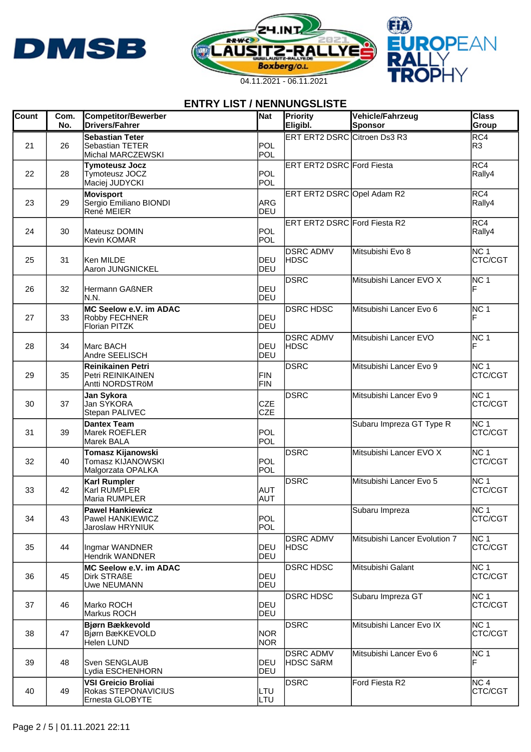DMSB

24.INT. LAUSITZ-RALLYE 2021 Boxberg/O.L.

04.11.2021 - 06.11.2021

FIA EUROPEAN RALLY TROPHY

## ENTRY LIST / NENNUNGSLISTE

| Count | Com. No. | Competitor/Bewerber<br>Drivers/Fahrer | Nat | Priority<br>Eligibl. | Vehicle/Fahrzeug<br>Sponsor | Class<br>Group |
|---|---|---|---|---|---|---|
| 21 | 26 | **Sebastian Teter**<br>Sebastian TETER<br>Michal MARCZEWSKI | POL<br>POL | ERT ERT2 DSRC | Citroen Ds3 R3 | RC4<br>R3 |
| 22 | 28 | **Tymoteusz Jocz**<br>Tymoteusz JOCZ<br>Maciej JUDYCKI | POL<br>POL | ERT ERT2 DSRC | Ford Fiesta | RC4<br>Rally4 |
| 23 | 29 | **Movisport**<br>Sergio Emiliano BIONDI<br>René MEIER | ARG<br>DEU | ERT ERT2 DSRC | Opel Adam R2 | RC4<br>Rally4 |
| 24 | 30 | Mateusz DOMIN<br>Kevin KOMAR | POL<br>POL | ERT ERT2 DSRC | Ford Fiesta R2 | RC4<br>Rally4 |
| 25 | 31 | Ken MILDE<br>Aaron JUNGNICKEL | DEU<br>DEU | DSRC ADMV<br>HDSC | Mitsubishi Evo 8 | NC 1<br>CTC/CGT |
| 26 | 32 | Hermann GAßNER<br>N.N. | DEU<br>DEU | DSRC | Mitsubishi Lancer EVO X | NC 1<br>F |
| 27 | 33 | **MC Seelow e.V. im ADAC**<br>Robby FECHNER<br>Florian PITZK | DEU<br>DEU | DSRC HDSC | Mitsubishi Lancer Evo 6 | NC 1<br>F |
| 28 | 34 | Marc BACH<br>Andre SEELISCH | DEU<br>DEU | DSRC ADMV<br>HDSC | Mitsubishi Lancer EVO | NC 1<br>F |
| 29 | 35 | **Reinikainen Petri**<br>Petri REINIKAINEN<br>Antti NORDSTRöM | FIN<br>FIN | DSRC | Mitsubishi Lancer Evo 9 | NC 1<br>CTC/CGT |
| 30 | 37 | **Jan Sykora**<br>Jan SYKORA<br>Stepan PALIVEC | CZE<br>CZE | DSRC | Mitsubishi Lancer Evo 9 | NC 1<br>CTC/CGT |
| 31 | 39 | **Dantex Team**<br>Marek ROEFLER<br>Marek BALA | POL<br>POL | | Subaru Impreza GT Type R | NC 1<br>CTC/CGT |
| 32 | 40 | **Tomasz Kijanowski**<br>Tomasz KIJANOWSKI<br>Malgorzata OPALKA | POL<br>POL | DSRC | Mitsubishi Lancer EVO X | NC 1<br>CTC/CGT |
| 33 | 42 | **Karl Rumpler**<br>Karl RUMPLER<br>Maria RUMPLER | AUT<br>AUT | DSRC | Mitsubishi Lancer Evo 5 | NC 1<br>CTC/CGT |
| 34 | 43 | **Pawel Hankiewicz**<br>Pawel HANKIEWICZ<br>Jaroslaw HRYNIUK | POL<br>POL | | Subaru Impreza | NC 1<br>CTC/CGT |
| 35 | 44 | Ingmar WANDNER<br>Hendrik WANDNER | DEU<br>DEU | DSRC ADMV<br>HDSC | Mitsubishi Lancer Evolution 7 | NC 1<br>CTC/CGT |
| 36 | 45 | **MC Seelow e.V. im ADAC**<br>Dirk STRAßE<br>Uwe NEUMANN | DEU<br>DEU | DSRC HDSC | Mitsubishi Galant | NC 1<br>CTC/CGT |
| 37 | 46 | Marko ROCH<br>Markus ROCH | DEU<br>DEU | DSRC HDSC | Subaru Impreza GT | NC 1<br>CTC/CGT |
| 38 | 47 | **Bjørn Bækkevold**<br>Bjørn BæKKEVOLD<br>Helen LUND | NOR<br>NOR | DSRC | Mitsubishi Lancer Evo IX | NC 1<br>CTC/CGT |
| 39 | 48 | Sven SENGLAUB<br>Lydia ESCHENHORN | DEU<br>DEU | DSRC ADMV<br>HDSC SäRM | Mitsubishi Lancer Evo 6 | NC 1<br>F |
| 40 | 49 | **VSI Greicio Broliai**<br>Rokas STEPONAVICIUS<br>Ernesta GLOBYTE | LTU<br>LTU | DSRC | Ford Fiesta R2 | NC 4<br>CTC/CGT |

Page 2 / 5 | 01.11.2021 22:11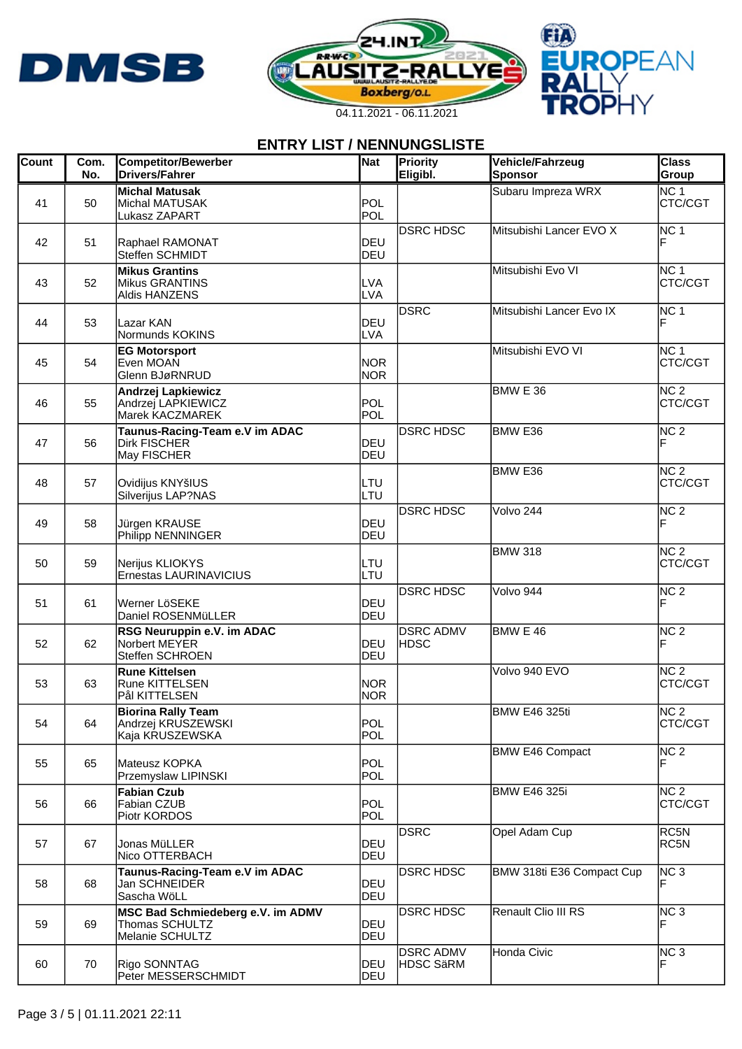24.INT. LAUSITZ-RALLYE 2021 Boxberg/O.L.

04.11.2021 - 06.11.2021

## ENTRY LIST / NENNUNGSLISTE

| Count | Com. No. | Competitor/Bewerber Drivers/Fahrer | Nat | Priority Eligibl. | Vehicle/Fahrzeug Sponsor | Class Group |
|---|---|---|---|---|---|---|
| 41 | 50 | **Michal Matusak**<br>Michal MATUSAK<br>Lukasz ZAPART | POL<br>POL | | Subaru Impreza WRX | NC 1<br>CTC/CGT |
| 42 | 51 | Raphael RAMONAT<br>Steffen SCHMIDT | DEU<br>DEU | DSRC HDSC | Mitsubishi Lancer EVO X | NC 1<br>F |
| 43 | 52 | **Mikus Grantins**<br>Mikus GRANTINS<br>Aldis HANZENS | LVA<br>LVA | | Mitsubishi Evo VI | NC 1<br>CTC/CGT |
| 44 | 53 | Lazar KAN<br>Normunds KOKINS | DEU<br>LVA | DSRC | Mitsubishi Lancer Evo IX | NC 1<br>F |
| 45 | 54 | **EG Motorsport**<br>Even MOAN<br>Glenn BJøRNRUD | NOR<br>NOR | | Mitsubishi EVO VI | NC 1<br>CTC/CGT |
| 46 | 55 | **Andrzej Lapkiewicz**<br>Andrzej LAPKIEWICZ<br>Marek KACZMAREK | POL<br>POL | | BMW E 36 | NC 2<br>CTC/CGT |
| 47 | 56 | **Taunus-Racing-Team e.V im ADAC**<br>Dirk FISCHER<br>May FISCHER | DEU<br>DEU | DSRC HDSC | BMW E36 | NC 2<br>F |
| 48 | 57 | Ovidijus KNYšIUS<br>Silverijus LAP?NAS | LTU<br>LTU | | BMW E36 | NC 2<br>CTC/CGT |
| 49 | 58 | Jürgen KRAUSE<br>Philipp NENNINGER | DEU<br>DEU | DSRC HDSC | Volvo 244 | NC 2<br>F |
| 50 | 59 | Nerijus KLIOKYS<br>Ernestas LAURINAVICIUS | LTU<br>LTU | | BMW 318 | NC 2<br>CTC/CGT |
| 51 | 61 | Werner LöSEKE<br>Daniel ROSENMüLLER | DEU<br>DEU | DSRC HDSC | Volvo 944 | NC 2<br>F |
| 52 | 62 | **RSG Neuruppin e.V. im ADAC**<br>Norbert MEYER<br>Steffen SCHROEN | DEU<br>DEU | DSRC ADMV HDSC | BMW E 46 | NC 2<br>F |
| 53 | 63 | **Rune Kittelsen**<br>Rune KITTELSEN<br>Pål KITTELSEN | NOR<br>NOR | | Volvo 940 EVO | NC 2<br>CTC/CGT |
| 54 | 64 | **Biorina Rally Team**<br>Andrzej KRUSZEWSKI<br>Kaja KRUSZEWSKA | POL<br>POL | | BMW E46 325ti | NC 2<br>CTC/CGT |
| 55 | 65 | Mateusz KOPKA<br>Przemyslaw LIPINSKI | POL<br>POL | | BMW E46 Compact | NC 2<br>F |
| 56 | 66 | **Fabian Czub**<br>Fabian CZUB<br>Piotr KORDOS | POL<br>POL | | BMW E46 325i | NC 2<br>CTC/CGT |
| 57 | 67 | Jonas MüLLER<br>Nico OTTERBACH | DEU<br>DEU | DSRC | Opel Adam Cup | RC5N<br>RC5N |
| 58 | 68 | **Taunus-Racing-Team e.V im ADAC**<br>Jan SCHNEIDER<br>Sascha WöLL | DEU<br>DEU | DSRC HDSC | BMW 318ti E36 Compact Cup | NC 3<br>F |
| 59 | 69 | **MSC Bad Schmiedeberg e.V. im ADMV**<br>Thomas SCHULTZ<br>Melanie SCHULTZ | DEU<br>DEU | DSRC HDSC | Renault Clio III RS | NC 3<br>F |
| 60 | 70 | Rigo SONNTAG<br>Peter MESSERSCHMIDT | DEU<br>DEU | DSRC ADMV HDSC SäRM | Honda Civic | NC 3<br>F |

Page 3 / 5 | 01.11.2021 22:11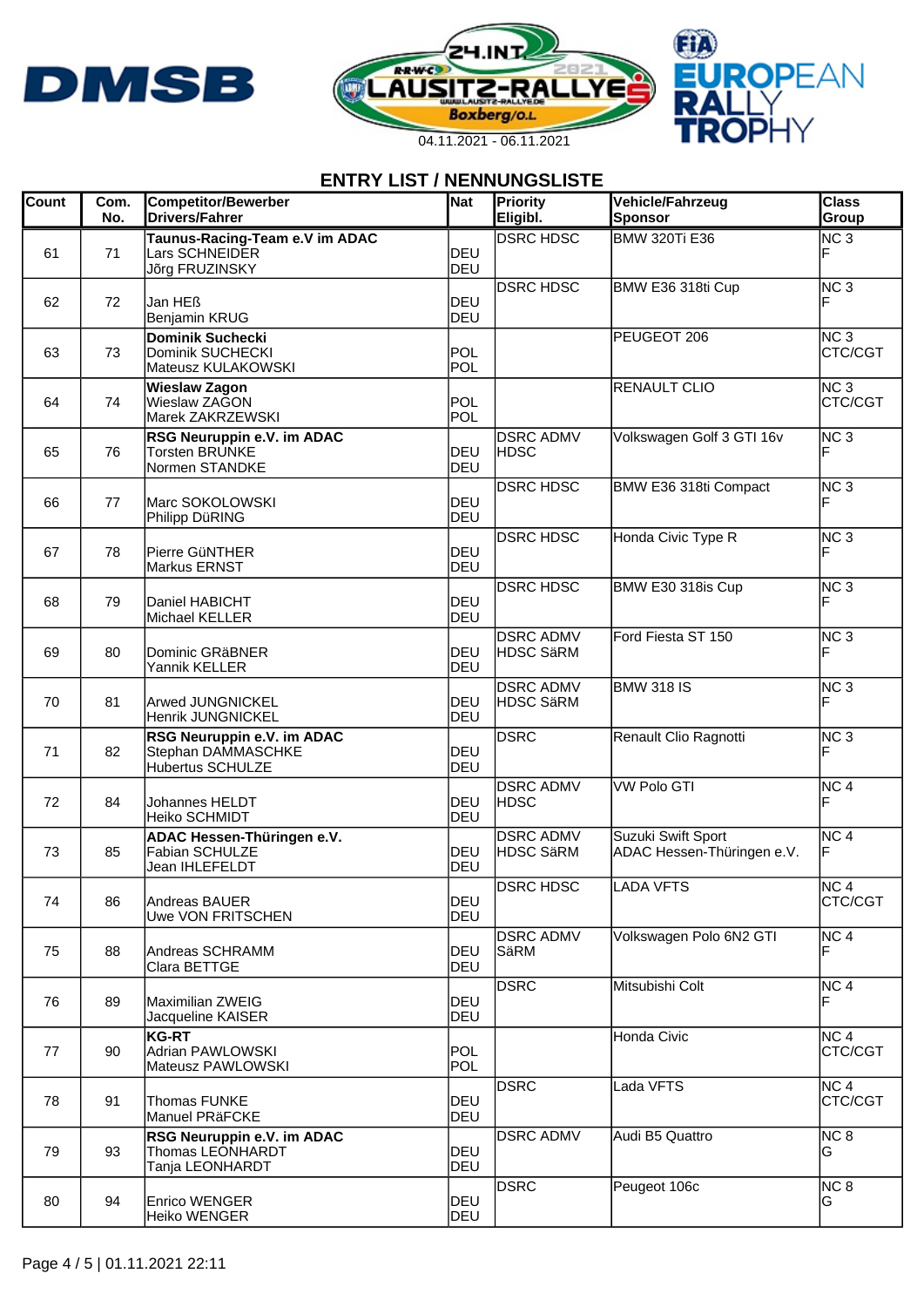DMSB

24. INT. LAUSITZ-RALLYE 2021 Boxberg/O.L.

04.11.2021 - 06.11.2021

FIA EUROPEAN RALLY TROPHY

## ENTRY LIST / NENNUNGSLISTE

| Count | Com. No. | Competitor/Bewerber Drivers/Fahrer | Nat | Priority Eligibl. | Vehicle/Fahrzeug Sponsor | Class Group |
|---|---|---|---|---|---|---|
| 61 | 71 | **Taunus-Racing-Team e.V im ADAC**<br>Lars SCHNEIDER<br>Jörg FRUZINSKY | DEU<br>DEU | DSRC HDSC | BMW 320Ti E36 | NC 3<br>F |
| 62 | 72 | Jan HEß<br>Benjamin KRUG | DEU<br>DEU | DSRC HDSC | BMW E36 318ti Cup | NC 3<br>F |
| 63 | 73 | **Dominik Suchecki**<br>Dominik SUCHECKI<br>Mateusz KULAKOWSKI | POL<br>POL | | PEUGEOT 206 | NC 3<br>CTC/CGT |
| 64 | 74 | **Wieslaw Zagon**<br>Wieslaw ZAGON<br>Marek ZAKRZEWSKI | POL<br>POL | | RENAULT CLIO | NC 3<br>CTC/CGT |
| 65 | 76 | **RSG Neuruppin e.V. im ADAC**<br>Torsten BRUNKE<br>Normen STANDKE | DEU<br>DEU | DSRC ADMV<br>HDSC | Volkswagen Golf 3 GTI 16v | NC 3<br>F |
| 66 | 77 | Marc SOKOLOWSKI<br>Philipp DüRING | DEU<br>DEU | DSRC HDSC | BMW E36 318ti Compact | NC 3<br>F |
| 67 | 78 | Pierre GüNTHER<br>Markus ERNST | DEU<br>DEU | DSRC HDSC | Honda Civic Type R | NC 3<br>F |
| 68 | 79 | Daniel HABICHT<br>Michael KELLER | DEU<br>DEU | DSRC HDSC | BMW E30 318is Cup | NC 3<br>F |
| 69 | 80 | Dominic GRäBNER<br>Yannik KELLER | DEU<br>DEU | DSRC ADMV<br>HDSC SäRM | Ford Fiesta ST 150 | NC 3<br>F |
| 70 | 81 | Arwed JUNGNICKEL<br>Henrik JUNGNICKEL | DEU<br>DEU | DSRC ADMV<br>HDSC SäRM | BMW 318 IS | NC 3<br>F |
| 71 | 82 | **RSG Neuruppin e.V. im ADAC**<br>Stephan DAMMASCHKE<br>Hubertus SCHULZE | DEU<br>DEU | DSRC | Renault Clio Ragnotti | NC 3<br>F |
| 72 | 84 | Johannes HELDT<br>Heiko SCHMIDT | DEU<br>DEU | DSRC ADMV<br>HDSC | VW Polo GTI | NC 4<br>F |
| 73 | 85 | **ADAC Hessen-Thüringen e.V.**<br>Fabian SCHULZE<br>Jean IHLEFELDT | DEU<br>DEU | DSRC ADMV<br>HDSC SäRM | Suzuki Swift Sport<br>ADAC Hessen-Thüringen e.V. | NC 4<br>F |
| 74 | 86 | Andreas BAUER<br>Uwe VON FRITSCHEN | DEU<br>DEU | DSRC HDSC | LADA VFTS | NC 4<br>CTC/CGT |
| 75 | 88 | Andreas SCHRAMM<br>Clara BETTGE | DEU<br>DEU | DSRC ADMV<br>SäRM | Volkswagen Polo 6N2 GTI | NC 4<br>F |
| 76 | 89 | Maximilian ZWEIG<br>Jacqueline KAISER | DEU<br>DEU | DSRC | Mitsubishi Colt | NC 4<br>F |
| 77 | 90 | **KG-RT**<br>Adrian PAWLOWSKI<br>Mateusz PAWLOWSKI | POL<br>POL | | Honda Civic | NC 4<br>CTC/CGT |
| 78 | 91 | Thomas FUNKE<br>Manuel PRäFCKE | DEU<br>DEU | DSRC | Lada VFTS | NC 4<br>CTC/CGT |
| 79 | 93 | **RSG Neuruppin e.V. im ADAC**<br>Thomas LEONHARDT<br>Tanja LEONHARDT | DEU<br>DEU | DSRC ADMV | Audi B5 Quattro | NC 8<br>G |
| 80 | 94 | Enrico WENGER<br>Heiko WENGER | DEU<br>DEU | DSRC | Peugeot 106c | NC 8<br>G |

Page 4 / 5 | 01.11.2021 22:11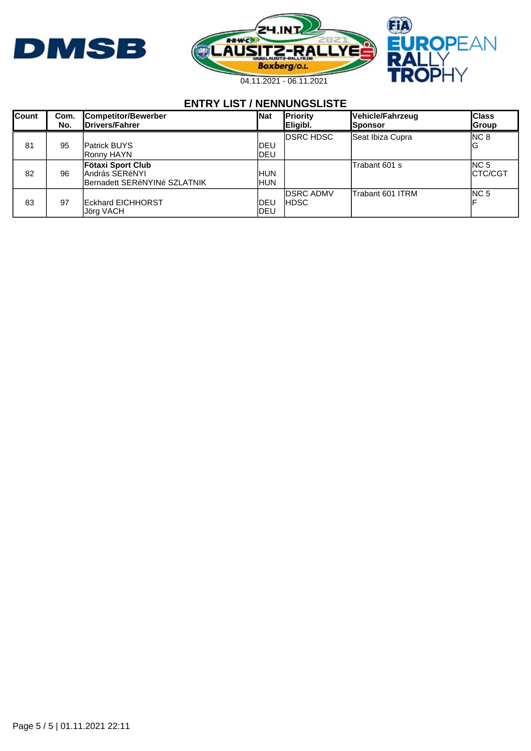24.INT. LAUSITZ-RALLYE 2021 Boxberg/O.L.

04.11.2021 - 06.11.2021

## ENTRY LIST / NENNUNGSLISTE

| Count | Com. No. | Competitor/Bewerber Drivers/Fahrer | Nat | Priority Eligibl. | Vehicle/Fahrzeug Sponsor | Class Group |
|---|---|---|---|---|---|---|
| 81 | 95 | Patrick BUYS<br>Ronny HAYN | DEU<br>DEU | DSRC HDSC | Seat Ibiza Cupra | NC 8<br>G |
| 82 | 96 | **Fötaxi Sport Club**<br>András SERéNYI<br>Bernadett SERéNYINé SZLATNIK | HUN<br>HUN | | Trabant 601 s | NC 5<br>CTC/CGT |
| 83 | 97 | Eckhard EICHHORST<br>Jörg VACH | DEU<br>DEU | DSRC ADMV HDSC | Trabant 601 ITRM | NC 5<br>F |

Page 5 / 5 | 01.11.2021 22:11